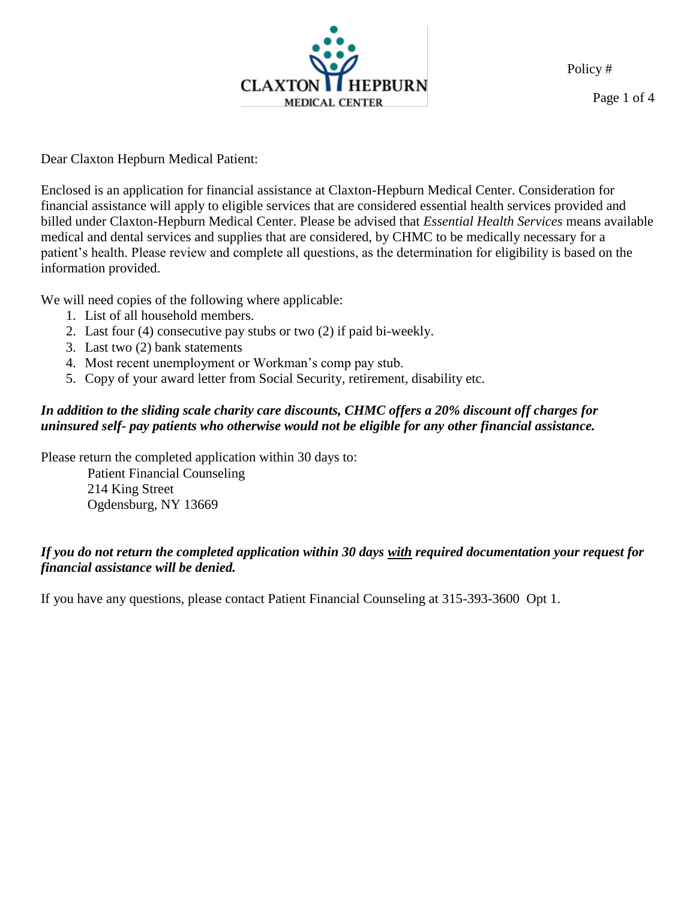CLAXTON HEPBURN MEDICAL CENTER

Policy #

Dear Claxton Hepburn Medical Patient:

Enclosed is an application for financial assistance at Claxton-Hepburn Medical Center. Consideration for financial assistance will apply to eligible services that are considered essential health services provided and billed under Claxton-Hepburn Medical Center. Please be advised that *Essential Health Services* means available medical and dental services and supplies that are considered, by CHMC to be medically necessary for a patient's health. Please review and complete all questions, as the determination for eligibility is based on the information provided.

We will need copies of the following where applicable:

1. List of all household members.
2. Last four (4) consecutive pay stubs or two (2) if paid bi-weekly.
3. Last two (2) bank statements
4. Most recent unemployment or Workman's comp pay stub.
5. Copy of your award letter from Social Security, retirement, disability etc.

***In addition to the sliding scale charity care discounts, CHMC offers a 20% discount off charges for uninsured self- pay patients who otherwise would not be eligible for any other financial assistance.***

Please return the completed application within 30 days to:

Patient Financial Counseling
214 King Street
Ogdensburg, NY 13669

***If you do not return the completed application within 30 days with required documentation your request for financial assistance will be denied.***

If you have any questions, please contact Patient Financial Counseling at 315-393-3600 Opt 1.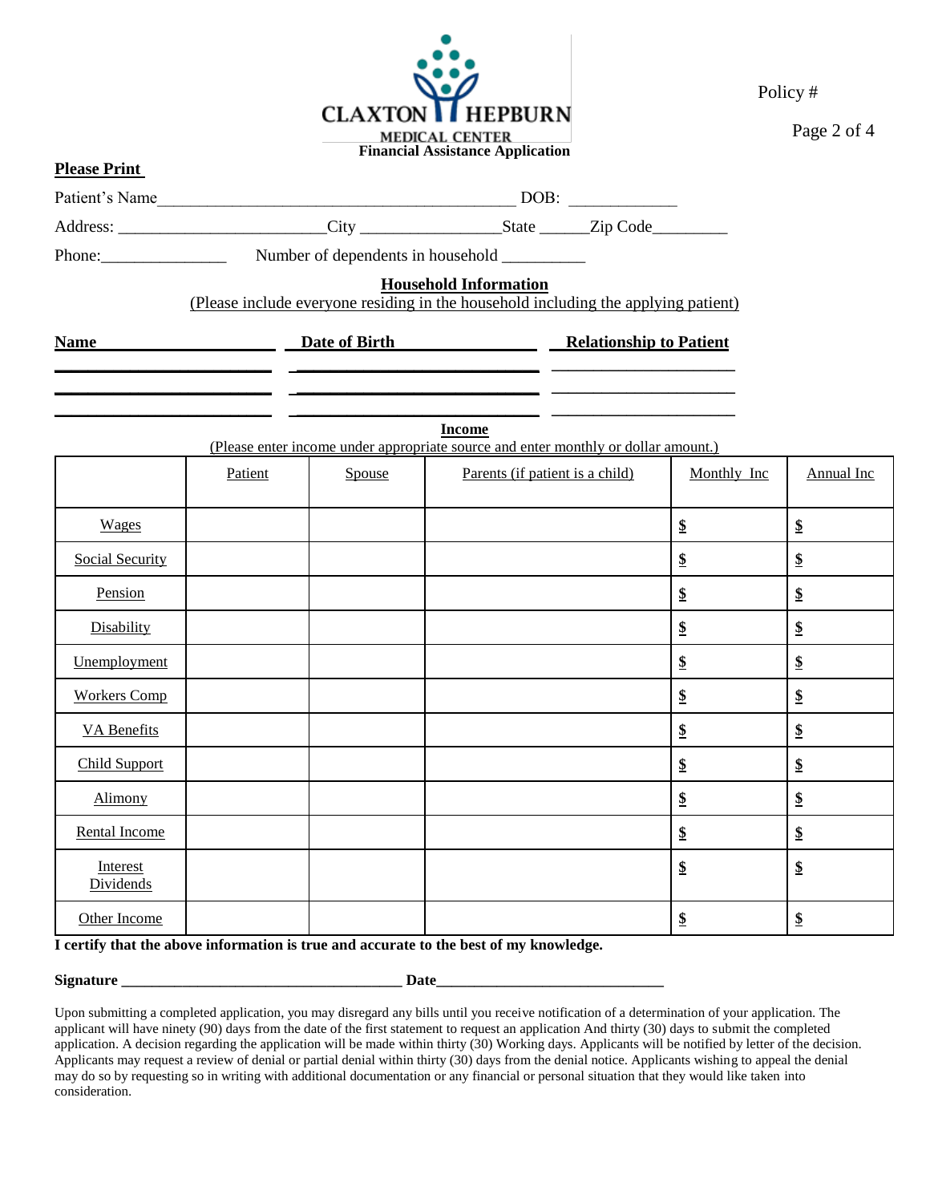CLAXTON HEPBURN MEDICAL CENTER

**Financial Assistance Application**

Policy #

**Please Print**

Patient's Name_____________________________________________ DOB: _____________

Address: __________________________City _________________State ______Zip Code_________

Phone:_______________ Number of dependents in household __________

**Household Information**

(Please include everyone residing in the household including the applying patient)

| Name | Date of Birth | Relationship to Patient |
|---|---|---|
| | | |
| | | |
| | | |

**Income**

(Please enter income under appropriate source and enter monthly or dollar amount.)

| | Patient | Spouse | Parents (if patient is a child) | Monthly Inc | Annual Inc |
|---|---|---|---|---|---|
| Wages | | | | $ | $ |
| Social Security | | | | $ | $ |
| Pension | | | | $ | $ |
| Disability | | | | $ | $ |
| Unemployment | | | | $ | $ |
| Workers Comp | | | | $ | $ |
| VA Benefits | | | | $ | $ |
| Child Support | | | | $ | $ |
| Alimony | | | | $ | $ |
| Rental Income | | | | $ | $ |
| Interest Dividends | | | | $ | $ |
| Other Income | | | | $ | $ |

**I certify that the above information is true and accurate to the best of my knowledge.**

**Signature** _____________________________________ **Date**______________________________

Upon submitting a completed application, you may disregard any bills until you receive notification of a determination of your application. The applicant will have ninety (90) days from the date of the first statement to request an application And thirty (30) days to submit the completed application. A decision regarding the application will be made within thirty (30) Working days. Applicants will be notified by letter of the decision. Applicants may request a review of denial or partial denial within thirty (30) days from the denial notice. Applicants wishing to appeal the denial may do so by requesting so in writing with additional documentation or any financial or personal situation that they would like taken into consideration.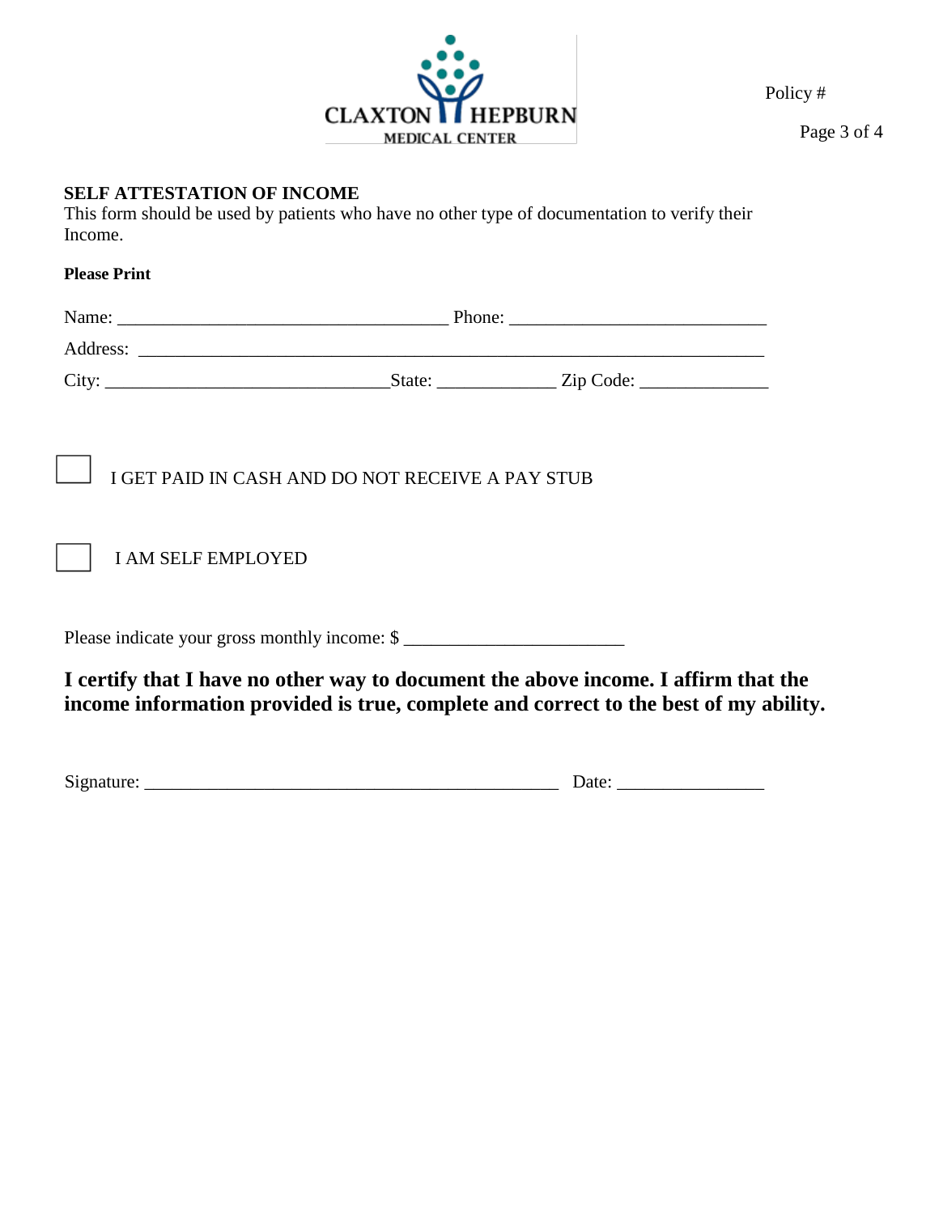CLAXTON HEPBURN
MEDICAL CENTER

Policy #

## SELF ATTESTATION OF INCOME

This form should be used by patients who have no other type of documentation to verify their Income.

**Please Print**

Name: ___________________________________ Phone: ___________________________

Address: ____________________________________________________________________

City: ______________________________State: ____________ Zip Code: ______________

☐ I GET PAID IN CASH AND DO NOT RECEIVE A PAY STUB

☐ I AM SELF EMPLOYED

Please indicate your gross monthly income: $ _______________________

**I certify that I have no other way to document the above income. I affirm that the income information provided is true, complete and correct to the best of my ability.**

Signature: ____________________________________________ Date: _______________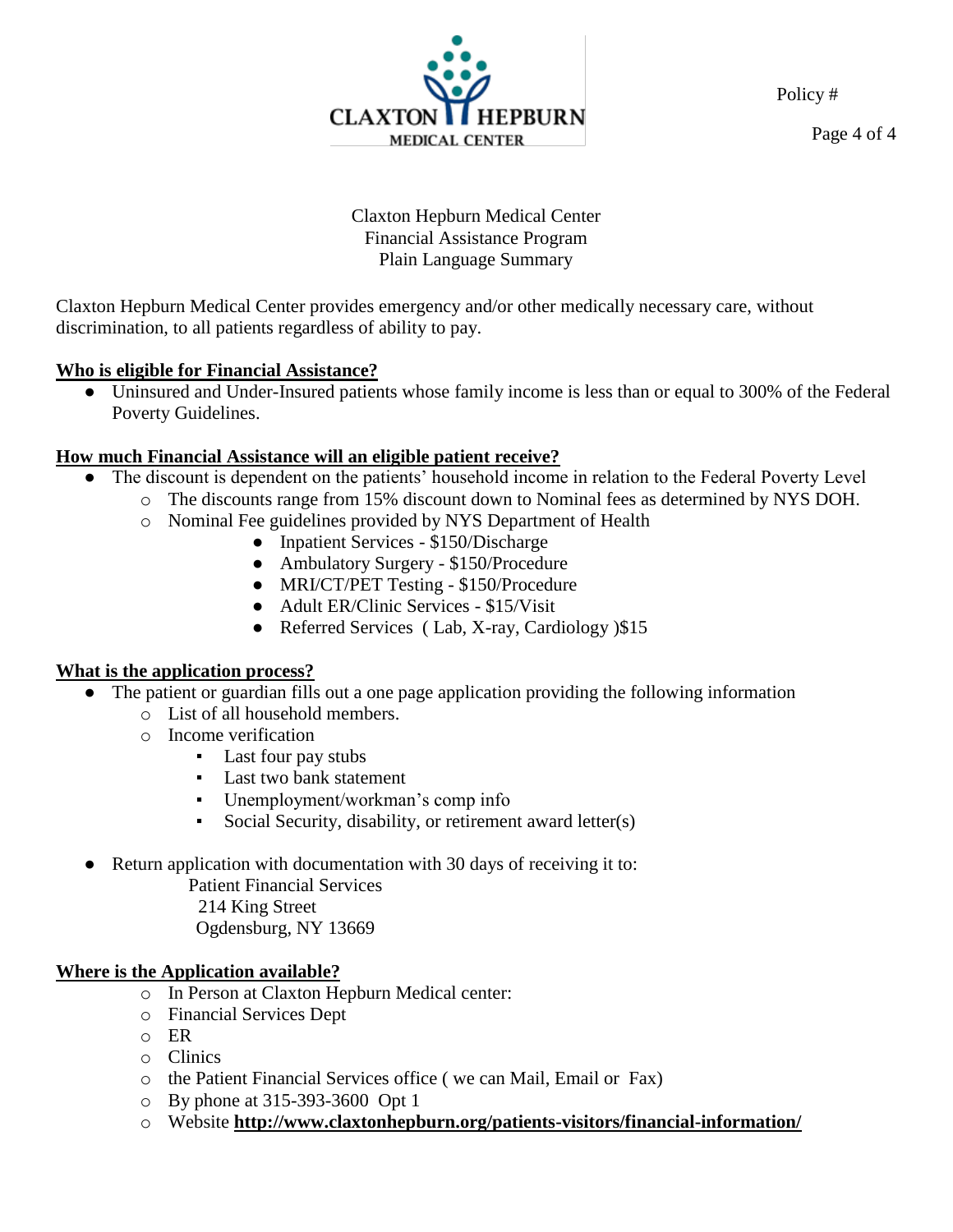Claxton Hepburn Medical Center
Financial Assistance Program
Plain Language Summary

Claxton Hepburn Medical Center provides emergency and/or other medically necessary care, without discrimination, to all patients regardless of ability to pay.

**Who is eligible for Financial Assistance?**

- Uninsured and Under-Insured patients whose family income is less than or equal to 300% of the Federal Poverty Guidelines.

**How much Financial Assistance will an eligible patient receive?**

- The discount is dependent on the patients' household income in relation to the Federal Poverty Level
  - The discounts range from 15% discount down to Nominal fees as determined by NYS DOH.
  - Nominal Fee guidelines provided by NYS Department of Health
    - Inpatient Services - $150/Discharge
    - Ambulatory Surgery - $150/Procedure
    - MRI/CT/PET Testing - $150/Procedure
    - Adult ER/Clinic Services - $15/Visit
    - Referred Services ( Lab, X-ray, Cardiology )$15

**What is the application process?**

- The patient or guardian fills out a one page application providing the following information
  - List of all household members.
  - Income verification
    - Last four pay stubs
    - Last two bank statement
    - Unemployment/workman's comp info
    - Social Security, disability, or retirement award letter(s)

- Return application with documentation with 30 days of receiving it to:
  Patient Financial Services
  214 King Street
  Ogdensburg, NY 13669

**Where is the Application available?**

- In Person at Claxton Hepburn Medical center:
- Financial Services Dept
- ER
- Clinics
- the Patient Financial Services office ( we can Mail, Email or Fax)
- By phone at 315-393-3600 Opt 1
- Website **http://www.claxtonhepburn.org/patients-visitors/financial-information/**